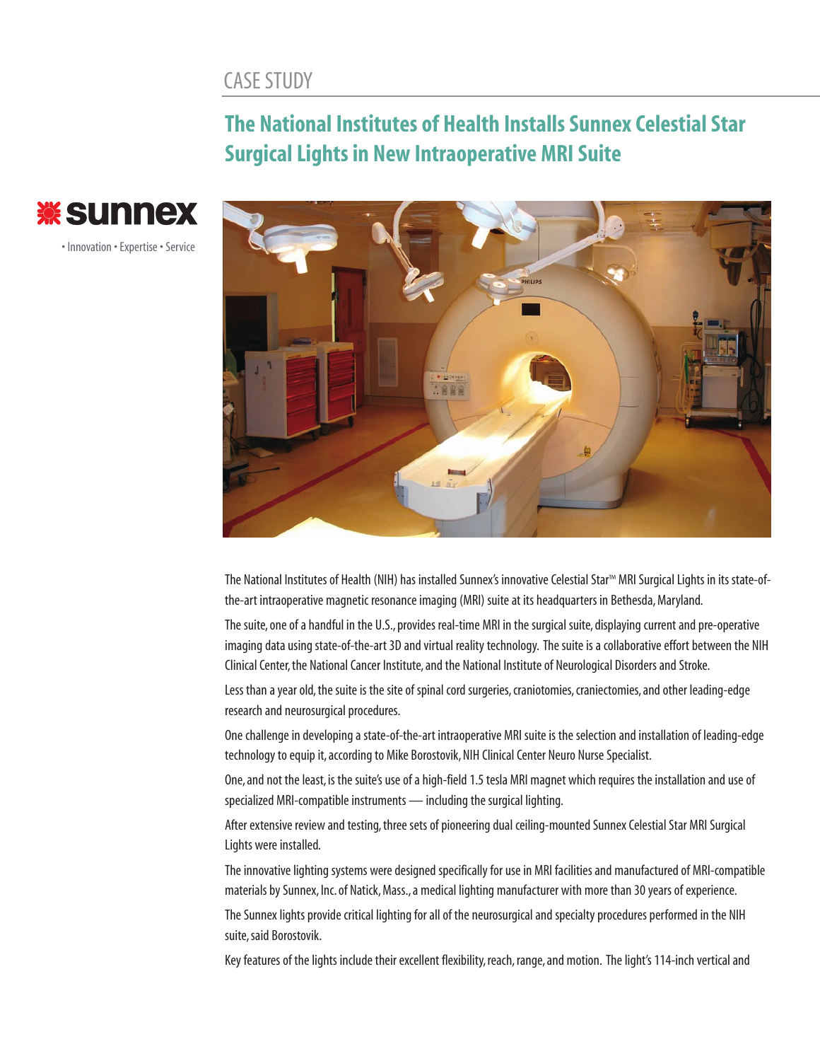CASE STUDY

# The National Institutes of Health Installs Sunnex Celestial Star Surgical Lights in New Intraoperative MRI Suite

sunnex

• Innovation • Expertise • Service

The National Institutes of Health (NIH) has installed Sunnex's innovative Celestial Star™ MRI Surgical Lights in its state-of-the-art intraoperative magnetic resonance imaging (MRI) suite at its headquarters in Bethesda, Maryland.

The suite, one of a handful in the U.S., provides real-time MRI in the surgical suite, displaying current and pre-operative imaging data using state-of-the-art 3D and virtual reality technology. The suite is a collaborative effort between the NIH Clinical Center, the National Cancer Institute, and the National Institute of Neurological Disorders and Stroke.

Less than a year old, the suite is the site of spinal cord surgeries, craniotomies, craniectomies, and other leading-edge research and neurosurgical procedures.

One challenge in developing a state-of-the-art intraoperative MRI suite is the selection and installation of leading-edge technology to equip it, according to Mike Borostovik, NIH Clinical Center Neuro Nurse Specialist.

One, and not the least, is the suite's use of a high-field 1.5 tesla MRI magnet which requires the installation and use of specialized MRI-compatible instruments — including the surgical lighting.

After extensive review and testing, three sets of pioneering dual ceiling-mounted Sunnex Celestial Star MRI Surgical Lights were installed.

The innovative lighting systems were designed specifically for use in MRI facilities and manufactured of MRI-compatible materials by Sunnex, Inc. of Natick, Mass., a medical lighting manufacturer with more than 30 years of experience.

The Sunnex lights provide critical lighting for all of the neurosurgical and specialty procedures performed in the NIH suite, said Borostovik.

Key features of the lights include their excellent flexibility, reach, range, and motion. The light's 114-inch vertical and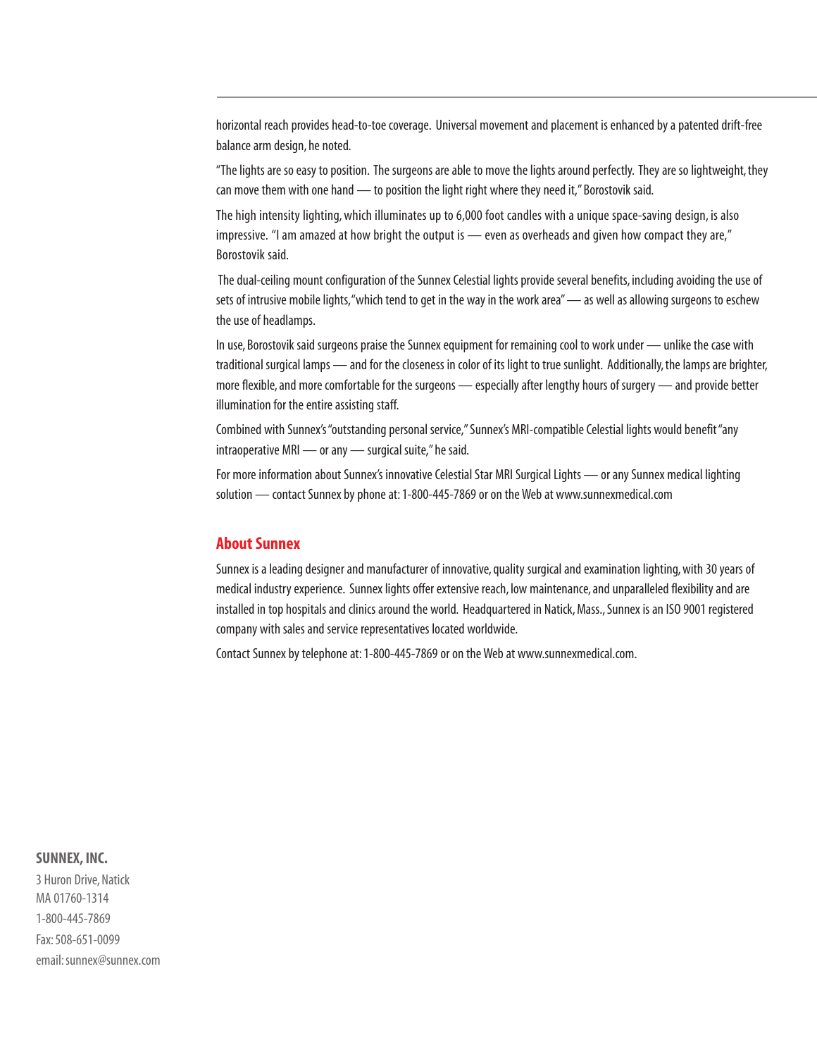horizontal reach provides head-to-toe coverage. Universal movement and placement is enhanced by a patented drift-free balance arm design, he noted.

"The lights are so easy to position. The surgeons are able to move the lights around perfectly. They are so lightweight, they can move them with one hand — to position the light right where they need it," Borostovik said.

The high intensity lighting, which illuminates up to 6,000 foot candles with a unique space-saving design, is also impressive. "I am amazed at how bright the output is — even as overheads and given how compact they are," Borostovik said.

The dual-ceiling mount configuration of the Sunnex Celestial lights provide several benefits, including avoiding the use of sets of intrusive mobile lights, "which tend to get in the way in the work area" — as well as allowing surgeons to eschew the use of headlamps.

In use, Borostovik said surgeons praise the Sunnex equipment for remaining cool to work under — unlike the case with traditional surgical lamps — and for the closeness in color of its light to true sunlight. Additionally, the lamps are brighter, more flexible, and more comfortable for the surgeons — especially after lengthy hours of surgery — and provide better illumination for the entire assisting staff.

Combined with Sunnex's "outstanding personal service," Sunnex's MRI-compatible Celestial lights would benefit "any intraoperative MRI — or any — surgical suite," he said.

For more information about Sunnex's innovative Celestial Star MRI Surgical Lights — or any Sunnex medical lighting solution — contact Sunnex by phone at: 1-800-445-7869 or on the Web at www.sunnexmedical.com

## About Sunnex

Sunnex is a leading designer and manufacturer of innovative, quality surgical and examination lighting, with 30 years of medical industry experience. Sunnex lights offer extensive reach, low maintenance, and unparalleled flexibility and are installed in top hospitals and clinics around the world. Headquartered in Natick, Mass., Sunnex is an ISO 9001 registered company with sales and service representatives located worldwide.

Contact Sunnex by telephone at: 1-800-445-7869 or on the Web at www.sunnexmedical.com.

**SUNNEX, INC.**

3 Huron Drive, Natick
MA 01760-1314
1-800-445-7869
Fax: 508-651-0099
email: sunnex@sunnex.com